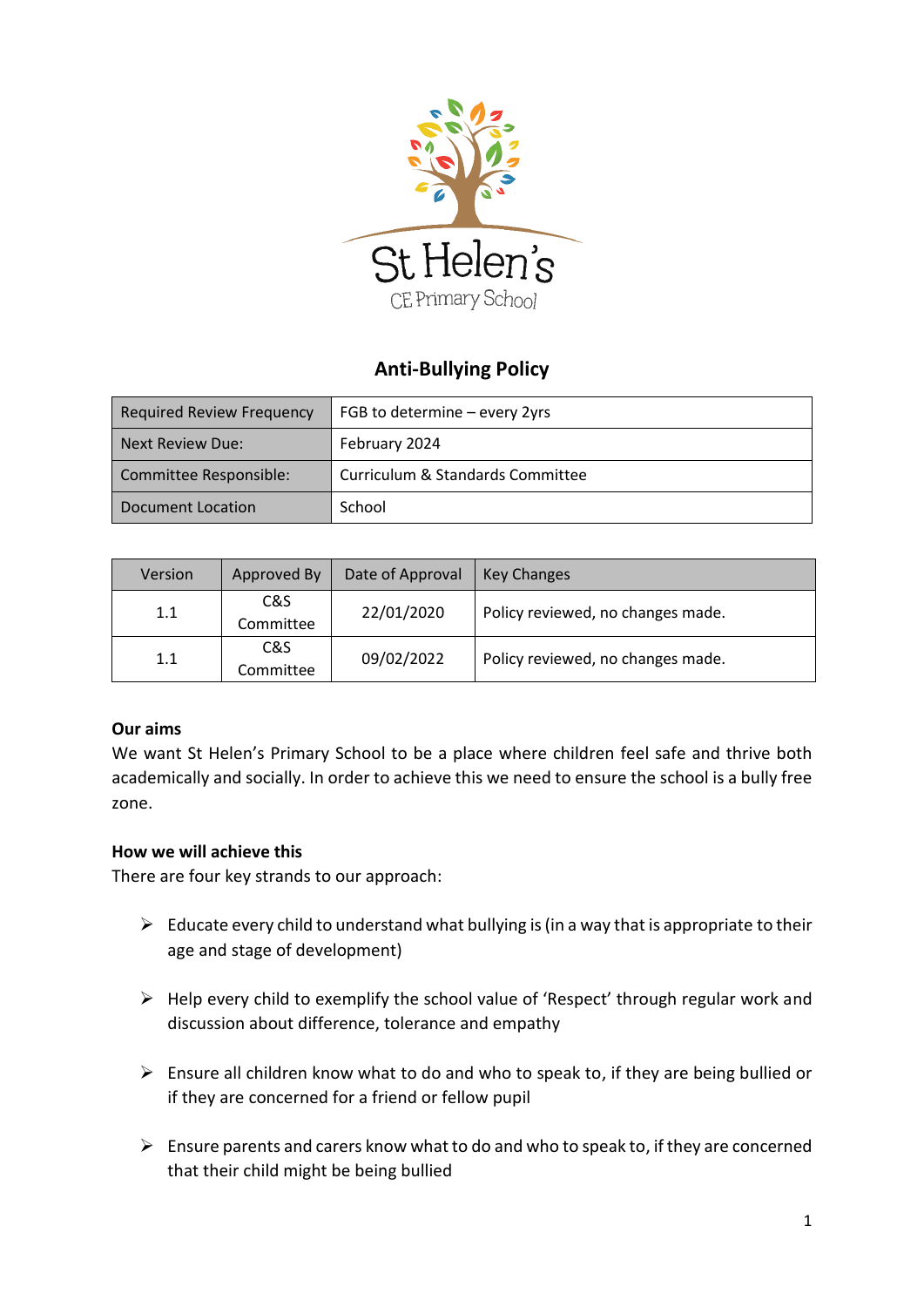St Helen's
CE Primary School

# Anti-Bullying Policy

| Required Review Frequency | FGB to determine – every 2yrs |
|---|---|
| Next Review Due: | February 2024 |
| Committee Responsible: | Curriculum & Standards Committee |
| Document Location | School |

| Version | Approved By | Date of Approval | Key Changes |
|---|---|---|---|
| 1.1 | C&S Committee | 22/01/2020 | Policy reviewed, no changes made. |
| 1.1 | C&S Committee | 09/02/2022 | Policy reviewed, no changes made. |

**Our aims**

We want St Helen's Primary School to be a place where children feel safe and thrive both academically and socially. In order to achieve this we need to ensure the school is a bully free zone.

**How we will achieve this**

There are four key strands to our approach:

- Educate every child to understand what bullying is (in a way that is appropriate to their age and stage of development)
- Help every child to exemplify the school value of 'Respect' through regular work and discussion about difference, tolerance and empathy
- Ensure all children know what to do and who to speak to, if they are being bullied or if they are concerned for a friend or fellow pupil
- Ensure parents and carers know what to do and who to speak to, if they are concerned that their child might be being bullied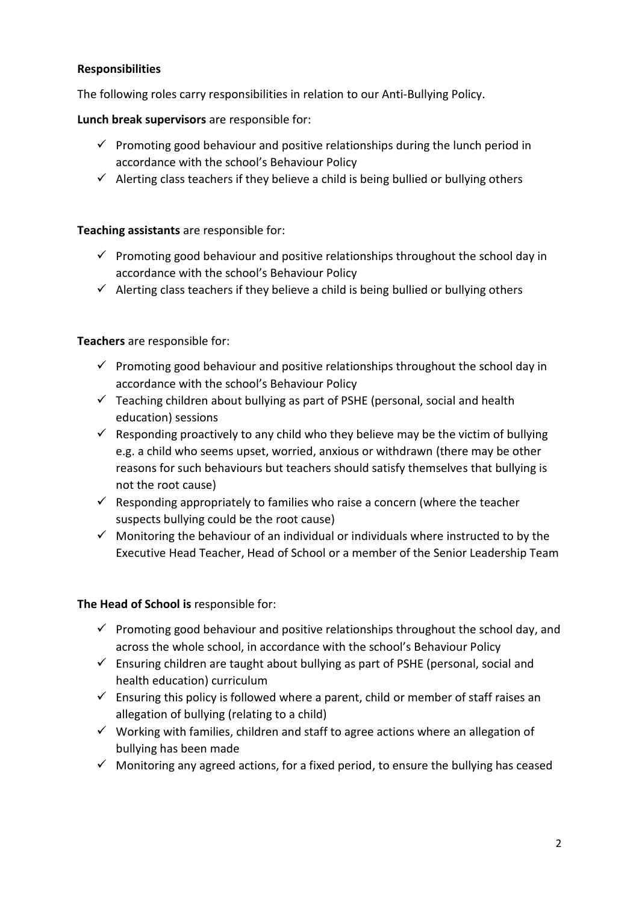**Responsibilities**

The following roles carry responsibilities in relation to our Anti-Bullying Policy.

**Lunch break supervisors** are responsible for:

- ✓ Promoting good behaviour and positive relationships during the lunch period in accordance with the school's Behaviour Policy
- ✓ Alerting class teachers if they believe a child is being bullied or bullying others

**Teaching assistants** are responsible for:

- ✓ Promoting good behaviour and positive relationships throughout the school day in accordance with the school's Behaviour Policy
- ✓ Alerting class teachers if they believe a child is being bullied or bullying others

**Teachers** are responsible for:

- ✓ Promoting good behaviour and positive relationships throughout the school day in accordance with the school's Behaviour Policy
- ✓ Teaching children about bullying as part of PSHE (personal, social and health education) sessions
- ✓ Responding proactively to any child who they believe may be the victim of bullying e.g. a child who seems upset, worried, anxious or withdrawn (there may be other reasons for such behaviours but teachers should satisfy themselves that bullying is not the root cause)
- ✓ Responding appropriately to families who raise a concern (where the teacher suspects bullying could be the root cause)
- ✓ Monitoring the behaviour of an individual or individuals where instructed to by the Executive Head Teacher, Head of School or a member of the Senior Leadership Team

**The Head of School is** responsible for:

- ✓ Promoting good behaviour and positive relationships throughout the school day, and across the whole school, in accordance with the school's Behaviour Policy
- ✓ Ensuring children are taught about bullying as part of PSHE (personal, social and health education) curriculum
- ✓ Ensuring this policy is followed where a parent, child or member of staff raises an allegation of bullying (relating to a child)
- ✓ Working with families, children and staff to agree actions where an allegation of bullying has been made
- ✓ Monitoring any agreed actions, for a fixed period, to ensure the bullying has ceased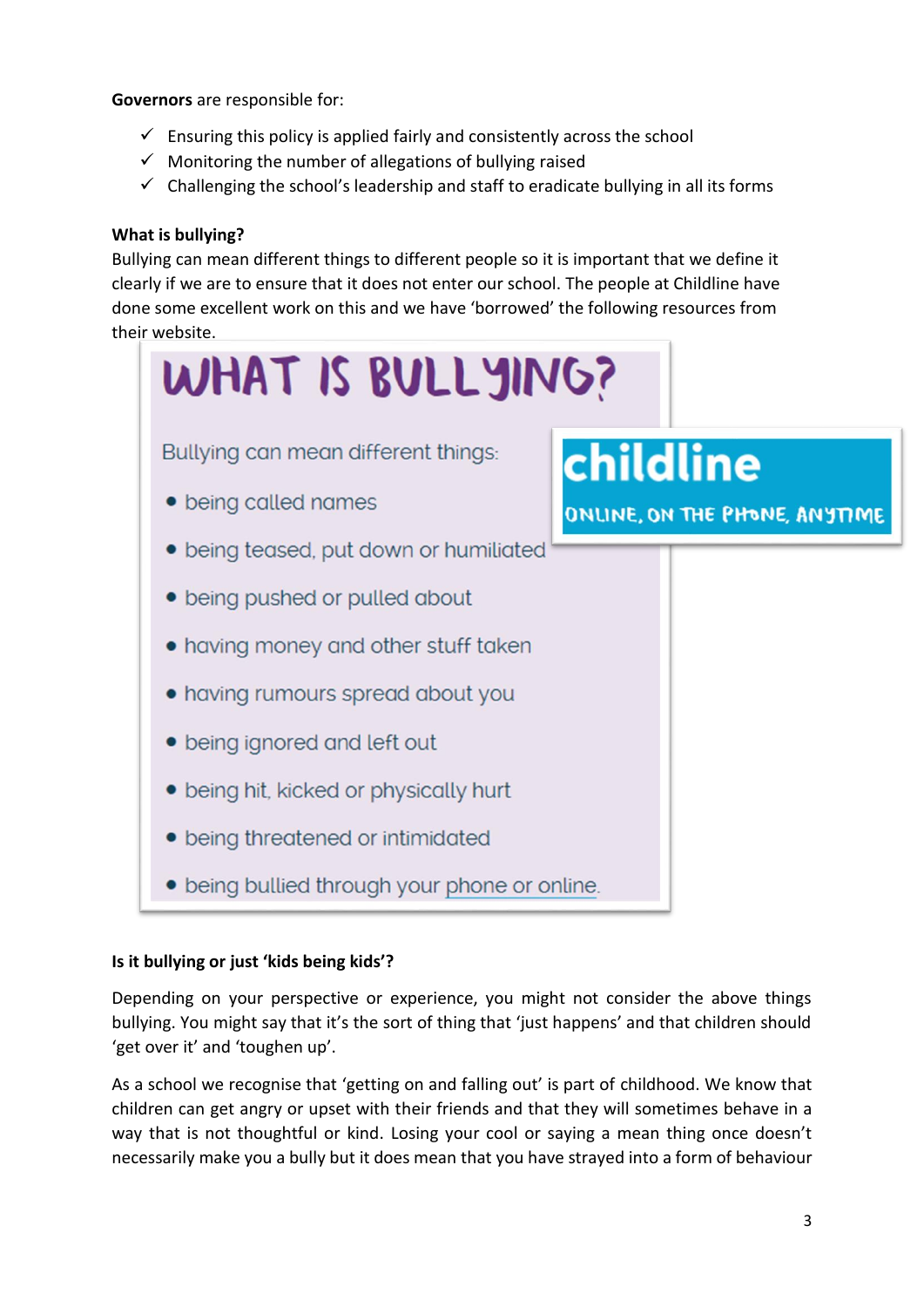**Governors** are responsible for:

- ✓ Ensuring this policy is applied fairly and consistently across the school
- ✓ Monitoring the number of allegations of bullying raised
- ✓ Challenging the school's leadership and staff to eradicate bullying in all its forms

**What is bullying?**

Bullying can mean different things to different people so it is important that we define it clearly if we are to ensure that it does not enter our school. The people at Childline have done some excellent work on this and we have 'borrowed' the following resources from their website.

## WHAT IS BULLYING?

**childline**
ONLINE, ON THE PHONE, ANYTIME

Bullying can mean different things:

- being called names
- being teased, put down or humiliated
- being pushed or pulled about
- having money and other stuff taken
- having rumours spread about you
- being ignored and left out
- being hit, kicked or physically hurt
- being threatened or intimidated
- being bullied through your phone or online.

**Is it bullying or just 'kids being kids'?**

Depending on your perspective or experience, you might not consider the above things bullying. You might say that it's the sort of thing that 'just happens' and that children should 'get over it' and 'toughen up'.

As a school we recognise that 'getting on and falling out' is part of childhood. We know that children can get angry or upset with their friends and that they will sometimes behave in a way that is not thoughtful or kind. Losing your cool or saying a mean thing once doesn't necessarily make you a bully but it does mean that you have strayed into a form of behaviour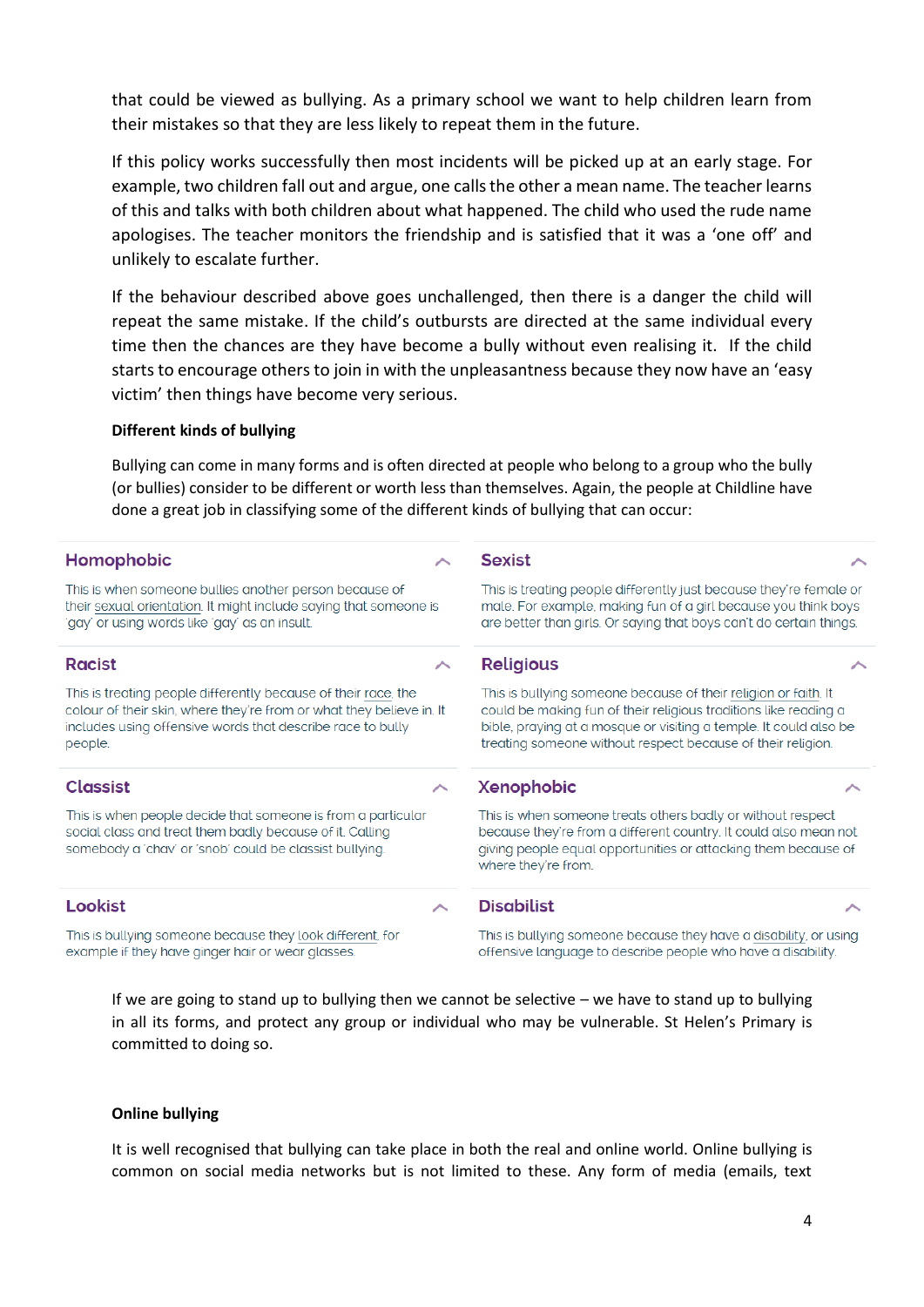that could be viewed as bullying. As a primary school we want to help children learn from their mistakes so that they are less likely to repeat them in the future.

If this policy works successfully then most incidents will be picked up at an early stage. For example, two children fall out and argue, one calls the other a mean name. The teacher learns of this and talks with both children about what happened. The child who used the rude name apologises. The teacher monitors the friendship and is satisfied that it was a 'one off' and unlikely to escalate further.

If the behaviour described above goes unchallenged, then there is a danger the child will repeat the same mistake. If the child's outbursts are directed at the same individual every time then the chances are they have become a bully without even realising it. If the child starts to encourage others to join in with the unpleasantness because they now have an 'easy victim' then things have become very serious.

**Different kinds of bullying**

Bullying can come in many forms and is often directed at people who belong to a group who the bully (or bullies) consider to be different or worth less than themselves. Again, the people at Childline have done a great job in classifying some of the different kinds of bullying that can occur:

**Homophobic**

This is when someone bullies another person because of their sexual orientation. It might include saying that someone is 'gay' or using words like 'gay' as an insult.

**Sexist**

This is treating people differently just because they're female or male. For example, making fun of a girl because you think boys are better than girls. Or saying that boys can't do certain things.

**Racist**

This is treating people differently because of their race, the colour of their skin, where they're from or what they believe in. It includes using offensive words that describe race to bully people.

**Religious**

This is bullying someone because of their religion or faith. It could be making fun of their religious traditions like reading a bible, praying at a mosque or visiting a temple. It could also be treating someone without respect because of their religion.

**Classist**

This is when people decide that someone is from a particular social class and treat them badly because of it. Calling somebody a 'chav' or 'snob' could be classist bullying.

**Xenophobic**

This is when someone treats others badly or without respect because they're from a different country. It could also mean not giving people equal opportunities or attacking them because of where they're from.

**Lookist**

This is bullying someone because they look different, for example if they have ginger hair or wear glasses.

**Disabilist**

This is bullying someone because they have a disability, or using offensive language to describe people who have a disability.

If we are going to stand up to bullying then we cannot be selective – we have to stand up to bullying in all its forms, and protect any group or individual who may be vulnerable. St Helen's Primary is committed to doing so.

**Online bullying**

It is well recognised that bullying can take place in both the real and online world. Online bullying is common on social media networks but is not limited to these. Any form of media (emails, text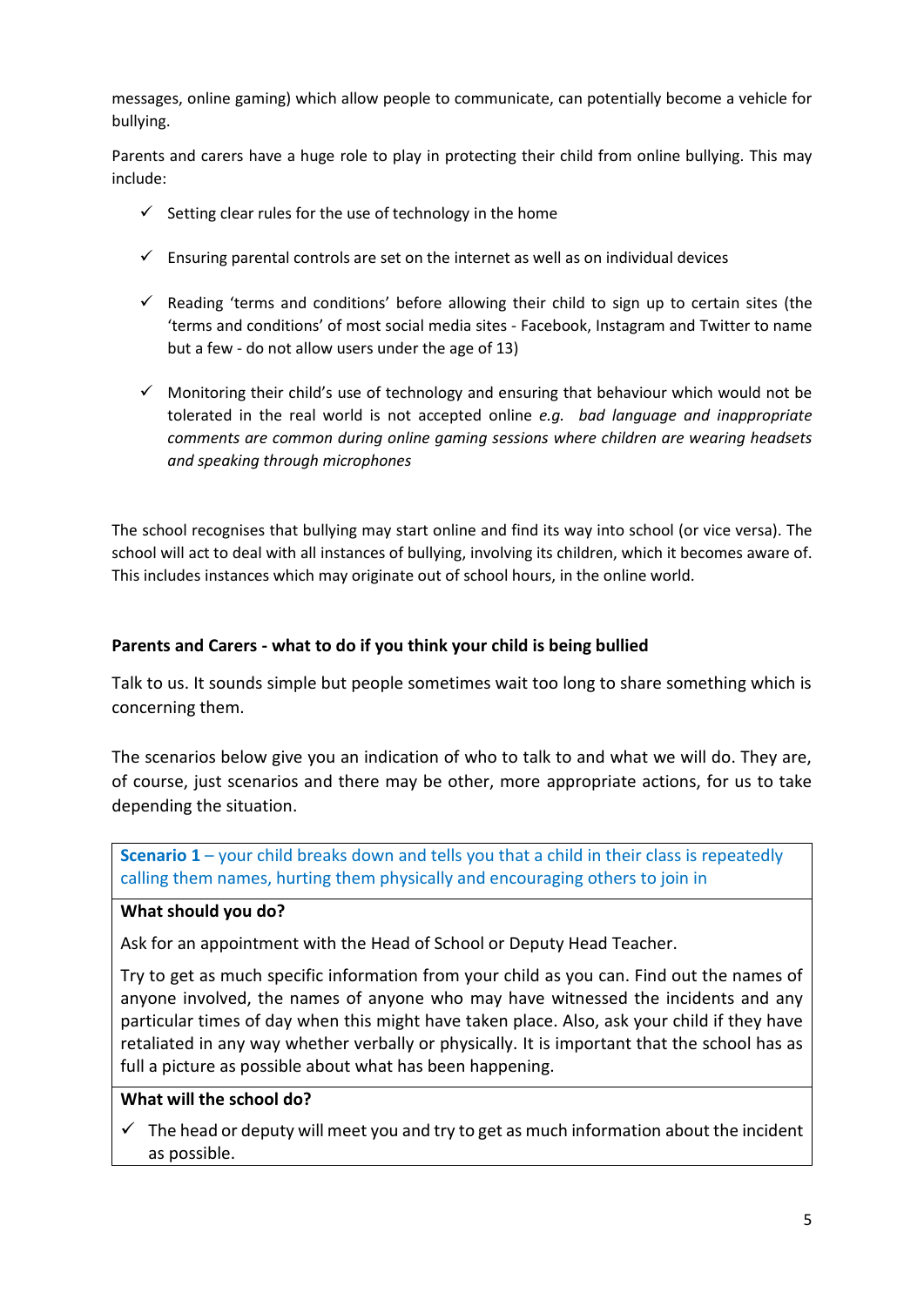messages, online gaming) which allow people to communicate, can potentially become a vehicle for bullying.

Parents and carers have a huge role to play in protecting their child from online bullying. This may include:

- ✓ Setting clear rules for the use of technology in the home
- ✓ Ensuring parental controls are set on the internet as well as on individual devices
- ✓ Reading 'terms and conditions' before allowing their child to sign up to certain sites (the 'terms and conditions' of most social media sites - Facebook, Instagram and Twitter to name but a few - do not allow users under the age of 13)
- ✓ Monitoring their child's use of technology and ensuring that behaviour which would not be tolerated in the real world is not accepted online *e.g. bad language and inappropriate comments are common during online gaming sessions where children are wearing headsets and speaking through microphones*

The school recognises that bullying may start online and find its way into school (or vice versa). The school will act to deal with all instances of bullying, involving its children, which it becomes aware of. This includes instances which may originate out of school hours, in the online world.

### Parents and Carers - what to do if you think your child is being bullied

Talk to us. It sounds simple but people sometimes wait too long to share something which is concerning them.

The scenarios below give you an indication of who to talk to and what we will do. They are, of course, just scenarios and there may be other, more appropriate actions, for us to take depending the situation.

**Scenario 1** – your child breaks down and tells you that a child in their class is repeatedly calling them names, hurting them physically and encouraging others to join in

**What should you do?**

Ask for an appointment with the Head of School or Deputy Head Teacher.

Try to get as much specific information from your child as you can. Find out the names of anyone involved, the names of anyone who may have witnessed the incidents and any particular times of day when this might have taken place. Also, ask your child if they have retaliated in any way whether verbally or physically. It is important that the school has as full a picture as possible about what has been happening.

**What will the school do?**

- ✓ The head or deputy will meet you and try to get as much information about the incident as possible.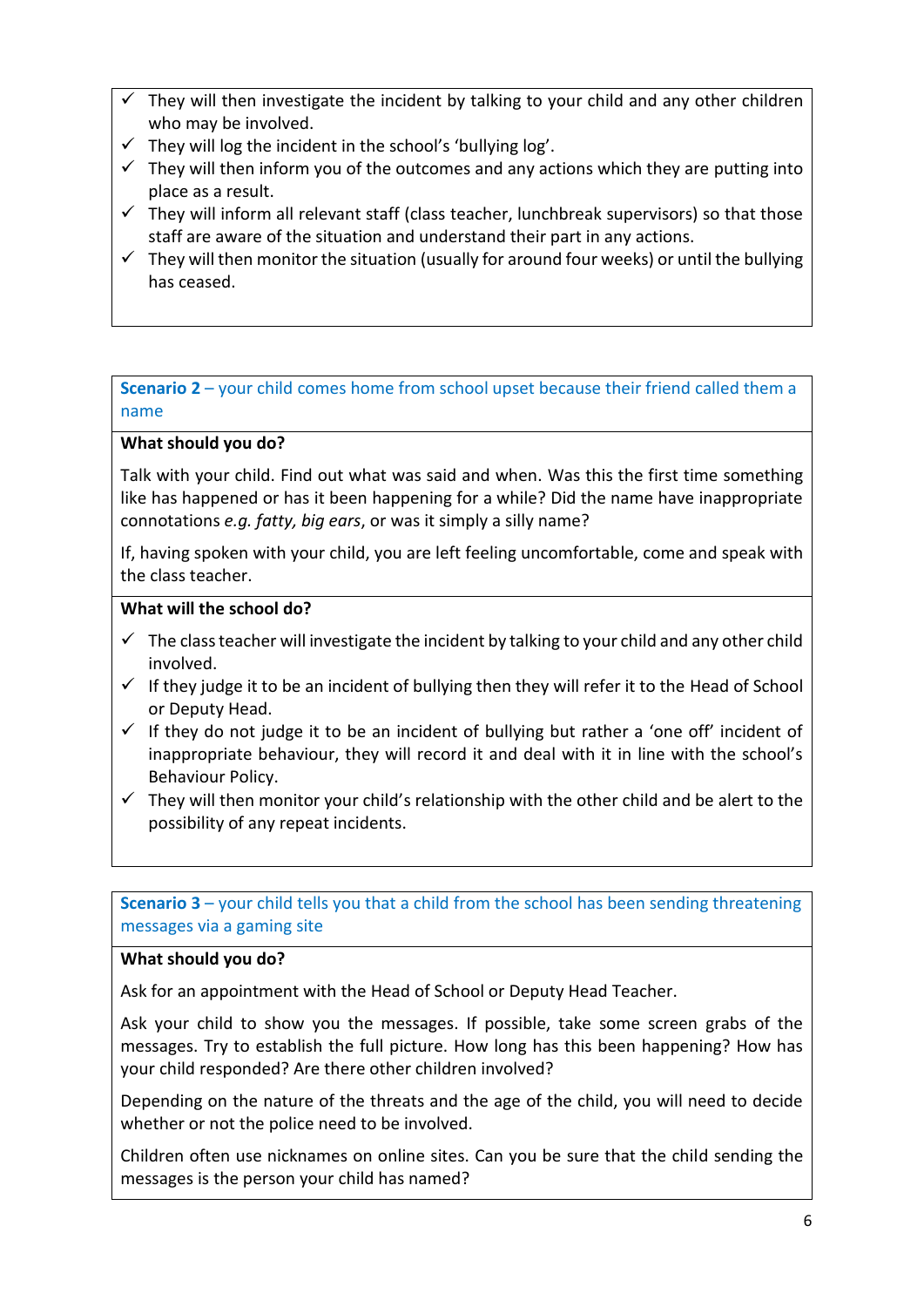- ✓ They will then investigate the incident by talking to your child and any other children who may be involved.
- ✓ They will log the incident in the school's 'bullying log'.
- ✓ They will then inform you of the outcomes and any actions which they are putting into place as a result.
- ✓ They will inform all relevant staff (class teacher, lunchbreak supervisors) so that those staff are aware of the situation and understand their part in any actions.
- ✓ They will then monitor the situation (usually for around four weeks) or until the bullying has ceased.

**Scenario 2** – your child comes home from school upset because their friend called them a name

**What should you do?**

Talk with your child. Find out what was said and when. Was this the first time something like has happened or has it been happening for a while? Did the name have inappropriate connotations *e.g. fatty, big ears*, or was it simply a silly name?

If, having spoken with your child, you are left feeling uncomfortable, come and speak with the class teacher.

**What will the school do?**

- ✓ The class teacher will investigate the incident by talking to your child and any other child involved.
- ✓ If they judge it to be an incident of bullying then they will refer it to the Head of School or Deputy Head.
- ✓ If they do not judge it to be an incident of bullying but rather a 'one off' incident of inappropriate behaviour, they will record it and deal with it in line with the school's Behaviour Policy.
- ✓ They will then monitor your child's relationship with the other child and be alert to the possibility of any repeat incidents.

**Scenario 3** – your child tells you that a child from the school has been sending threatening messages via a gaming site

**What should you do?**

Ask for an appointment with the Head of School or Deputy Head Teacher.

Ask your child to show you the messages. If possible, take some screen grabs of the messages. Try to establish the full picture. How long has this been happening? How has your child responded? Are there other children involved?

Depending on the nature of the threats and the age of the child, you will need to decide whether or not the police need to be involved.

Children often use nicknames on online sites. Can you be sure that the child sending the messages is the person your child has named?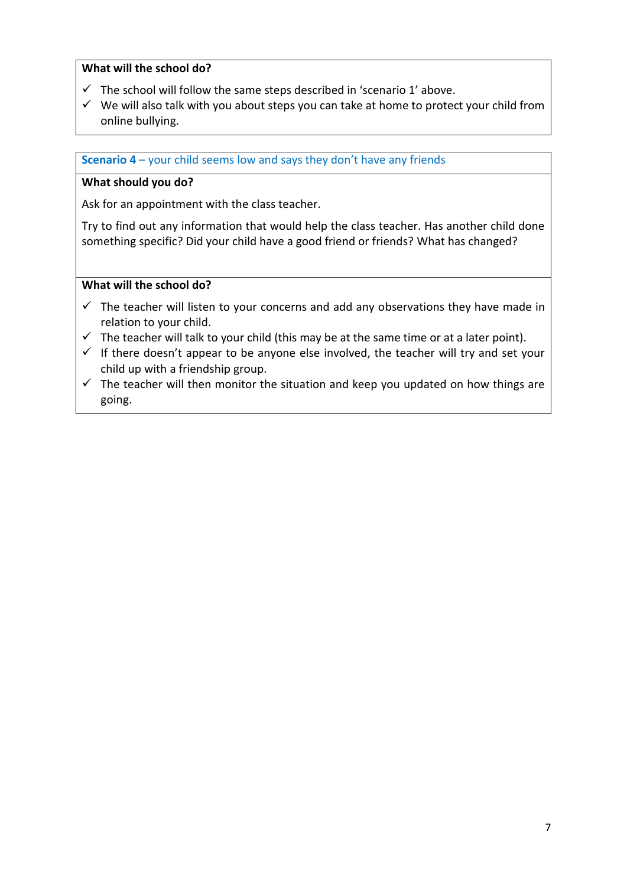**What will the school do?**

- ✓ The school will follow the same steps described in 'scenario 1' above.
- ✓ We will also talk with you about steps you can take at home to protect your child from online bullying.

**Scenario 4** – your child seems low and says they don't have any friends

**What should you do?**

Ask for an appointment with the class teacher.

Try to find out any information that would help the class teacher. Has another child done something specific? Did your child have a good friend or friends? What has changed?

**What will the school do?**

- ✓ The teacher will listen to your concerns and add any observations they have made in relation to your child.
- ✓ The teacher will talk to your child (this may be at the same time or at a later point).
- ✓ If there doesn't appear to be anyone else involved, the teacher will try and set your child up with a friendship group.
- ✓ The teacher will then monitor the situation and keep you updated on how things are going.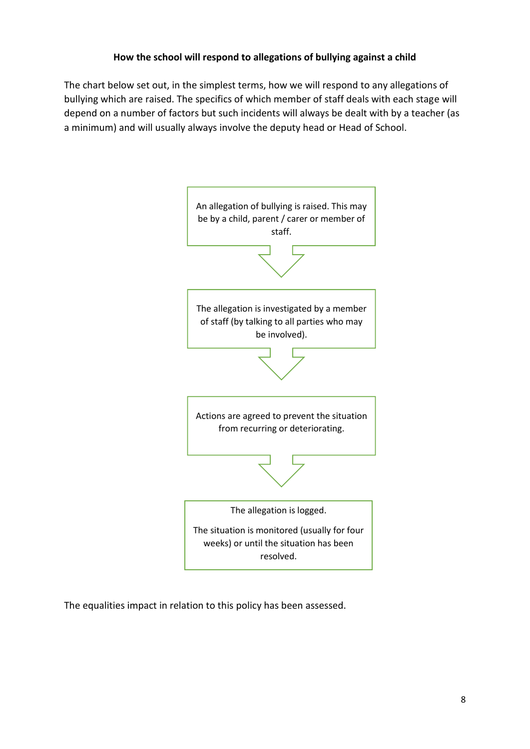**How the school will respond to allegations of bullying against a child**

The chart below set out, in the simplest terms, how we will respond to any allegations of bullying which are raised. The specifics of which member of staff deals with each stage will depend on a number of factors but such incidents will always be dealt with by a teacher (as a minimum) and will usually always involve the deputy head or Head of School.

An allegation of bullying is raised. This may be by a child, parent / carer or member of staff.

↓

The allegation is investigated by a member of staff (by talking to all parties who may be involved).

↓

Actions are agreed to prevent the situation from recurring or deteriorating.

↓

The allegation is logged.

The situation is monitored (usually for four weeks) or until the situation has been resolved.

The equalities impact in relation to this policy has been assessed.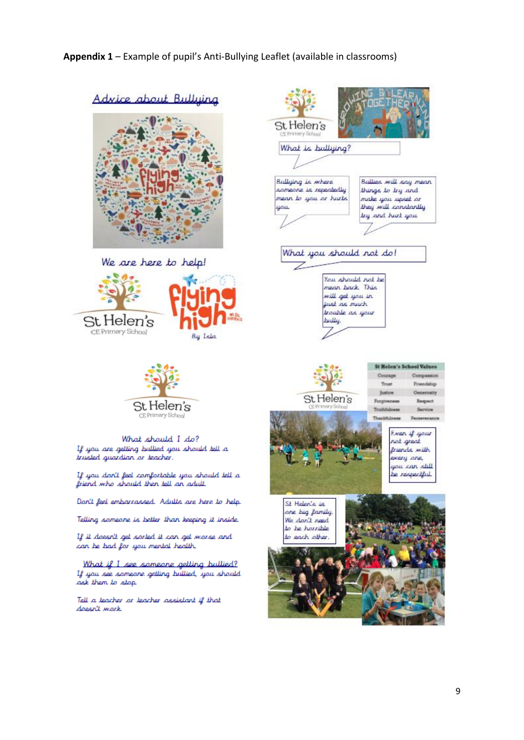**Appendix 1** – Example of pupil's Anti-Bullying Leaflet (available in classrooms)

## Advice about Bullying

We are here to help!

St Helen's CE Primary School

By Lola

St Helen's CE Primary School

What is bullying?

Bullying is where someone is repeatedly mean to you or hurts you.

Bullies will say mean things to try and make you upset or they will constantly try and hurt you

What you should not do!

You should not be mean back. This will get you in just as much trouble as your bully.

St Helen's CE Primary School

What should I do?

If you are getting bullied you should tell a trusted guardian or teacher.

If you don't feel comfortable you should tell a friend who should then tell an adult.

Don't feel embarrassed. Adults are here to help.

Telling someone is better than keeping it inside.

If it doesn't get sorted it can get worse and can be bad for you mental health.

What if I see someone getting bullied?

If you see someone getting bullied, you should ask them to stop.

Tell a teacher or teacher assistant if that doesn't work.

St Helen's CE Primary School

| St Helen's School Values | |
|---|---|
| Courage | Compassion |
| Trust | Friendship |
| Justice | Generosity |
| Forgiveness | Respect |
| Truthfulness | Service |
| Thankfulness | Perseverance |

Even if your not great friends with every one, you can still be respectful.

St Helen's is one big family. We don't need to be horrible to each other.